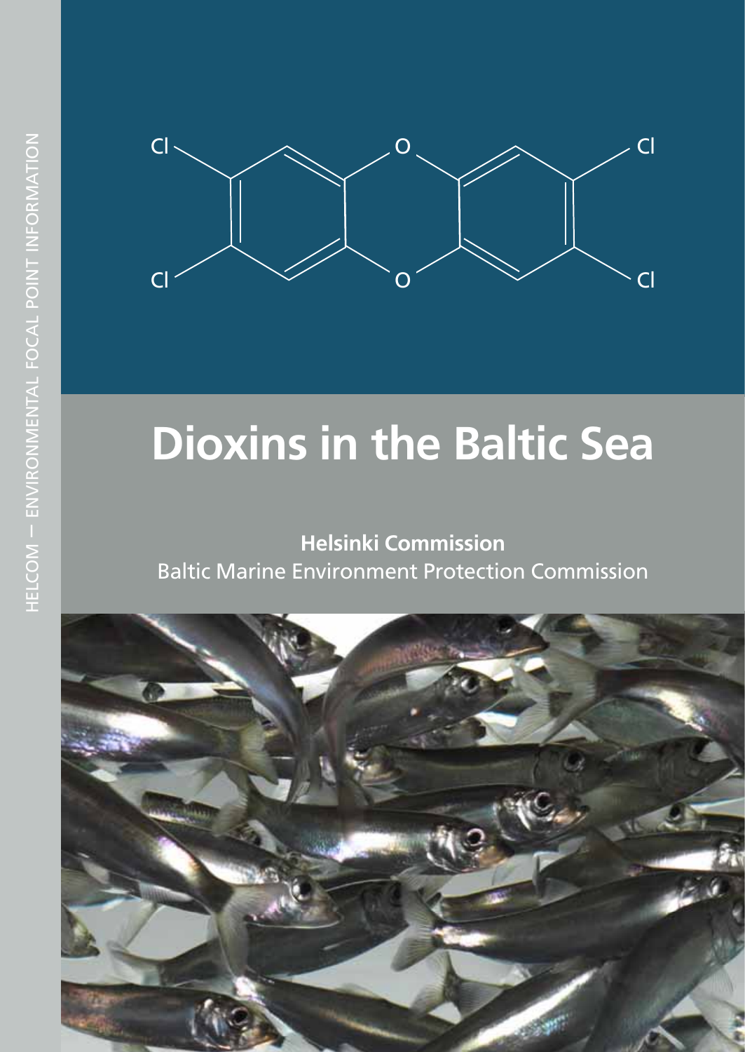HELCOM — ENVIRONMENTAL FOCAL POINT INFORMATION

# Dioxins in the Baltic Sea

**Helsinki Commission**

Baltic Marine Environment Protection Commission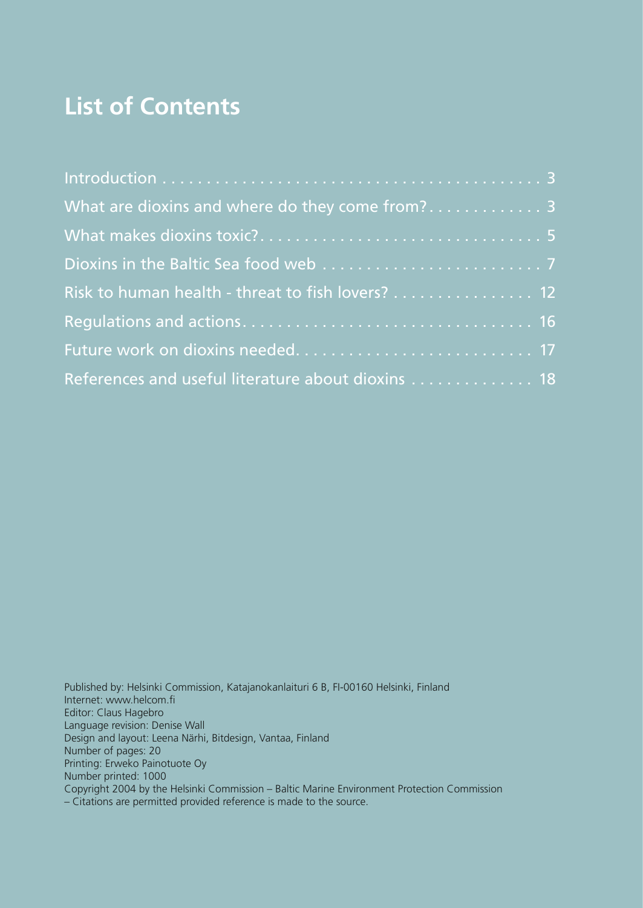# List of Contents

Introduction . . . . . . . . . . . . . . . . . . . . . . . . . . . . . . . . . . . . . . . . . 3
What are dioxins and where do they come from? . . . . . . . . . . . . 3
What makes dioxins toxic? . . . . . . . . . . . . . . . . . . . . . . . . . . . . . . 5
Dioxins in the Baltic Sea food web . . . . . . . . . . . . . . . . . . . . . . . . 7
Risk to human health - threat to fish lovers? . . . . . . . . . . . . . . . 12
Regulations and actions . . . . . . . . . . . . . . . . . . . . . . . . . . . . . . . 16
Future work on dioxins needed . . . . . . . . . . . . . . . . . . . . . . . . . . 17
References and useful literature about dioxins . . . . . . . . . . . . . 18

Published by: Helsinki Commission, Katajanokanlaituri 6 B, FI-00160 Helsinki, Finland
Internet: www.helcom.fi
Editor: Claus Hagebro
Language revision: Denise Wall
Design and layout: Leena Närhi, Bitdesign, Vantaa, Finland
Number of pages: 20
Printing: Erweko Painotuote Oy
Number printed: 1000
Copyright 2004 by the Helsinki Commission – Baltic Marine Environment Protection Commission
– Citations are permitted provided reference is made to the source.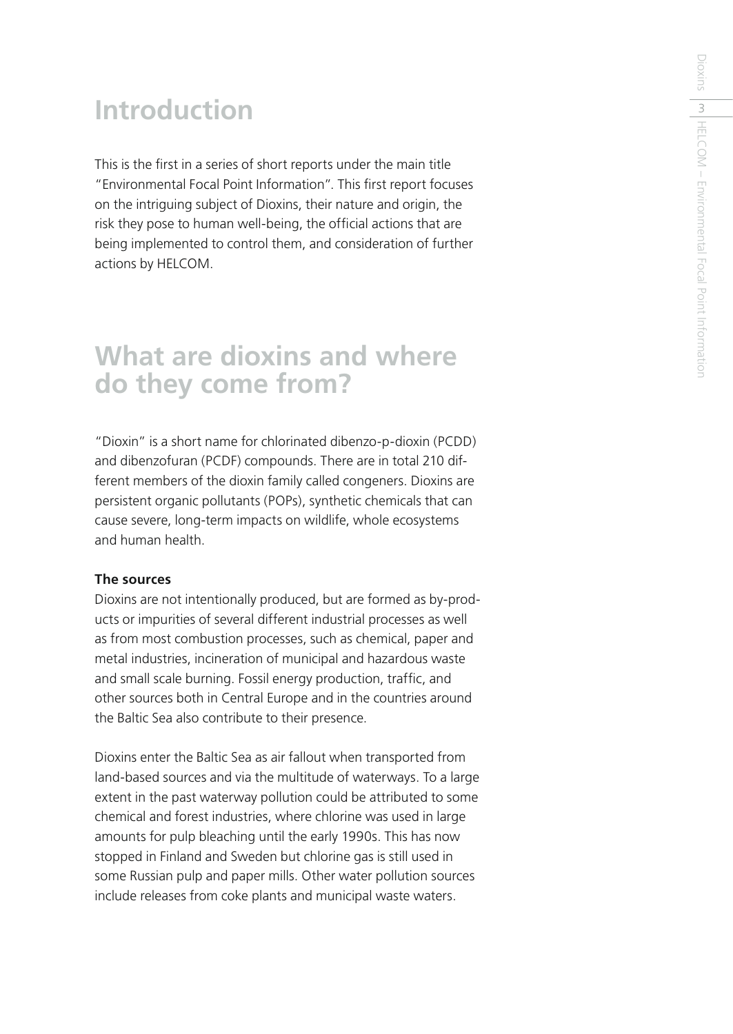# Introduction

This is the first in a series of short reports under the main title "Environmental Focal Point Information". This first report focuses on the intriguing subject of Dioxins, their nature and origin, the risk they pose to human well-being, the official actions that are being implemented to control them, and consideration of further actions by HELCOM.

# What are dioxins and where do they come from?

"Dioxin" is a short name for chlorinated dibenzo-p-dioxin (PCDD) and dibenzofuran (PCDF) compounds. There are in total 210 different members of the dioxin family called congeners. Dioxins are persistent organic pollutants (POPs), synthetic chemicals that can cause severe, long-term impacts on wildlife, whole ecosystems and human health.

**The sources**

Dioxins are not intentionally produced, but are formed as by-products or impurities of several different industrial processes as well as from most combustion processes, such as chemical, paper and metal industries, incineration of municipal and hazardous waste and small scale burning. Fossil energy production, traffic, and other sources both in Central Europe and in the countries around the Baltic Sea also contribute to their presence.

Dioxins enter the Baltic Sea as air fallout when transported from land-based sources and via the multitude of waterways. To a large extent in the past waterway pollution could be attributed to some chemical and forest industries, where chlorine was used in large amounts for pulp bleaching until the early 1990s. This has now stopped in Finland and Sweden but chlorine gas is still used in some Russian pulp and paper mills. Other water pollution sources include releases from coke plants and municipal waste waters.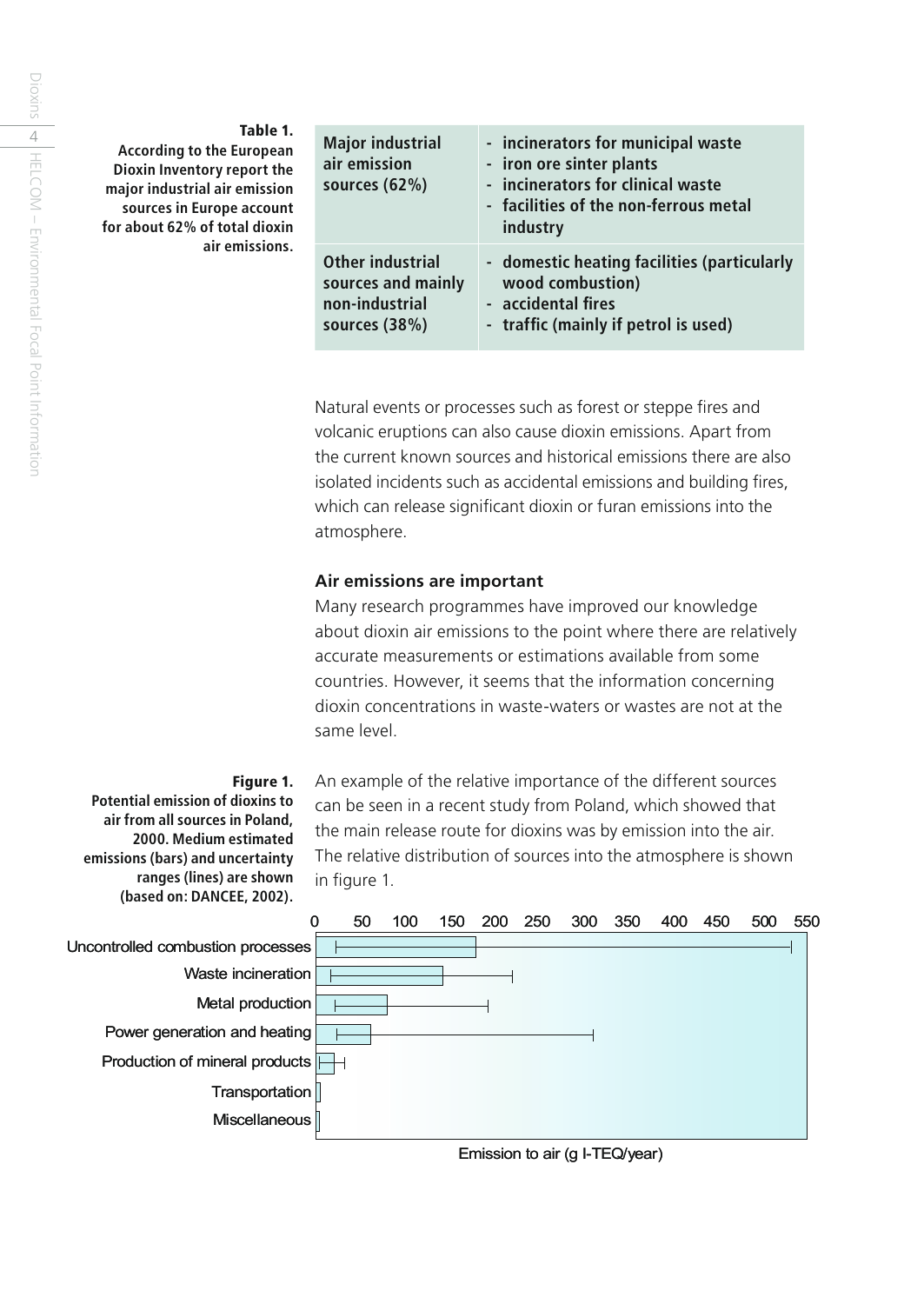**Table 1.**
**According to the European Dioxin Inventory report the major industrial air emission sources in Europe account for about 62% of total dioxin air emissions.**

| Major industrial air emission sources (62%) | - incinerators for municipal waste<br>- iron ore sinter plants<br>- incinerators for clinical waste<br>- facilities of the non-ferrous metal industry |
|---|---|
| Other industrial sources and mainly non-industrial sources (38%) | - domestic heating facilities (particularly wood combustion)<br>- accidental fires<br>- traffic (mainly if petrol is used) |

Natural events or processes such as forest or steppe fires and volcanic eruptions can also cause dioxin emissions. Apart from the current known sources and historical emissions there are also isolated incidents such as accidental emissions and building fires, which can release significant dioxin or furan emissions into the atmosphere.

### Air emissions are important

Many research programmes have improved our knowledge about dioxin air emissions to the point where there are relatively accurate measurements or estimations available from some countries. However, it seems that the information concerning dioxin concentrations in waste-waters or wastes are not at the same level.

An example of the relative importance of the different sources can be seen in a recent study from Poland, which showed that the main release route for dioxins was by emission into the air. The relative distribution of sources into the atmosphere is shown in figure 1.

**Figure 1.**
**Potential emission of dioxins to air from all sources in Poland, 2000. Medium estimated emissions (bars) and uncertainty ranges (lines) are shown (based on: DANCEE, 2002).**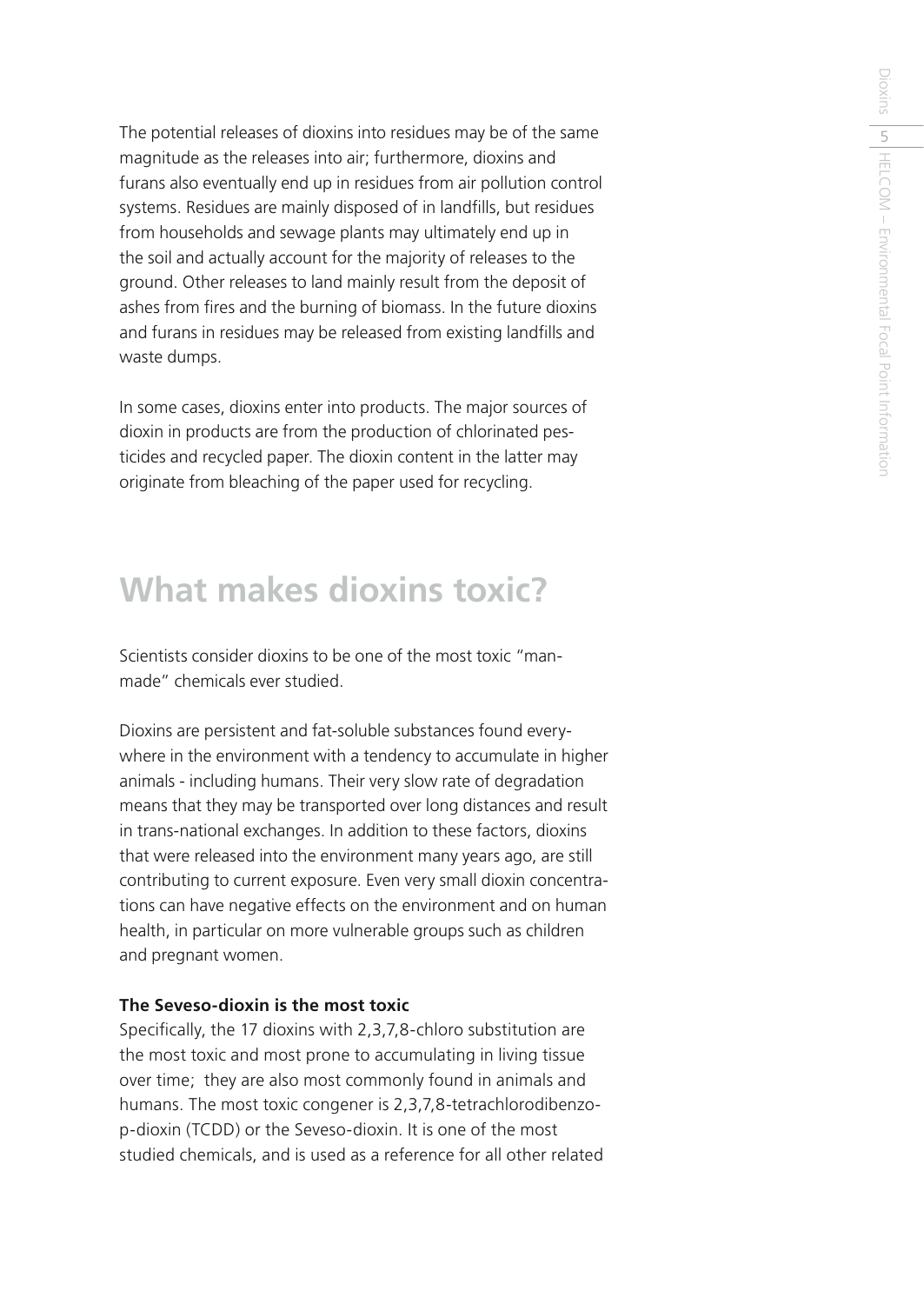The potential releases of dioxins into residues may be of the same magnitude as the releases into air; furthermore, dioxins and furans also eventually end up in residues from air pollution control systems. Residues are mainly disposed of in landfills, but residues from households and sewage plants may ultimately end up in the soil and actually account for the majority of releases to the ground. Other releases to land mainly result from the deposit of ashes from fires and the burning of biomass. In the future dioxins and furans in residues may be released from existing landfills and waste dumps.

In some cases, dioxins enter into products. The major sources of dioxin in products are from the production of chlorinated pesticides and recycled paper. The dioxin content in the latter may originate from bleaching of the paper used for recycling.

## What makes dioxins toxic?

Scientists consider dioxins to be one of the most toxic "man-made" chemicals ever studied.

Dioxins are persistent and fat-soluble substances found everywhere in the environment with a tendency to accumulate in higher animals - including humans. Their very slow rate of degradation means that they may be transported over long distances and result in trans-national exchanges. In addition to these factors, dioxins that were released into the environment many years ago, are still contributing to current exposure. Even very small dioxin concentrations can have negative effects on the environment and on human health, in particular on more vulnerable groups such as children and pregnant women.

**The Seveso-dioxin is the most toxic**

Specifically, the 17 dioxins with 2,3,7,8-chloro substitution are the most toxic and most prone to accumulating in living tissue over time; they are also most commonly found in animals and humans. The most toxic congener is 2,3,7,8-tetrachlorodibenzo-p-dioxin (TCDD) or the Seveso-dioxin. It is one of the most studied chemicals, and is used as a reference for all other related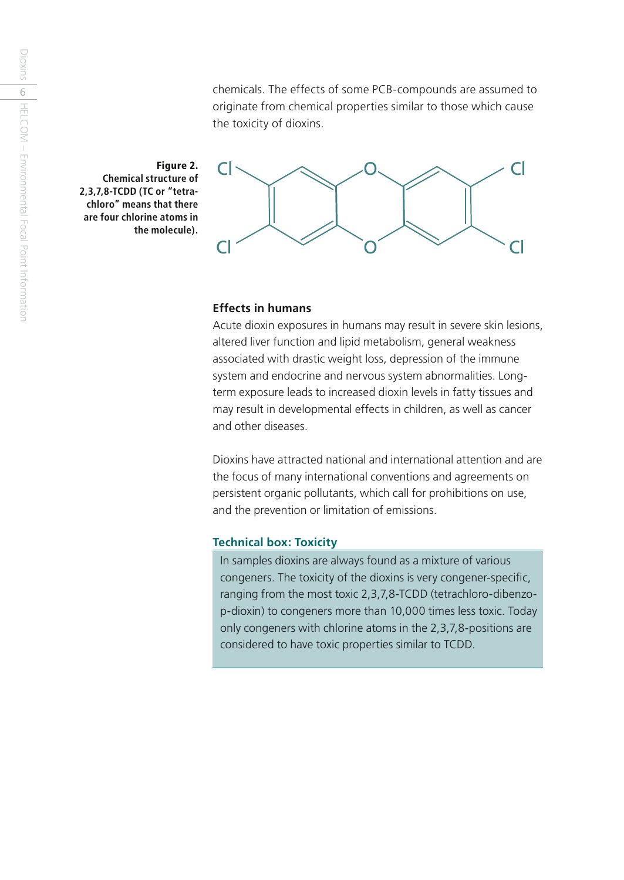chemicals. The effects of some PCB-compounds are assumed to originate from chemical properties similar to those which cause the toxicity of dioxins.

**Figure 2. Chemical structure of 2,3,7,8-TCDD (TC or "tetra-chloro" means that there are four chlorine atoms in the molecule).**

### Effects in humans

Acute dioxin exposures in humans may result in severe skin lesions, altered liver function and lipid metabolism, general weakness associated with drastic weight loss, depression of the immune system and endocrine and nervous system abnormalities. Long-term exposure leads to increased dioxin levels in fatty tissues and may result in developmental effects in children, as well as cancer and other diseases.

Dioxins have attracted national and international attention and are the focus of many international conventions and agreements on persistent organic pollutants, which call for prohibitions on use, and the prevention or limitation of emissions.

### Technical box: Toxicity

In samples dioxins are always found as a mixture of various congeners. The toxicity of the dioxins is very congener-specific, ranging from the most toxic 2,3,7,8-TCDD (tetrachloro-dibenzo-p-dioxin) to congeners more than 10,000 times less toxic. Today only congeners with chlorine atoms in the 2,3,7,8-positions are considered to have toxic properties similar to TCDD.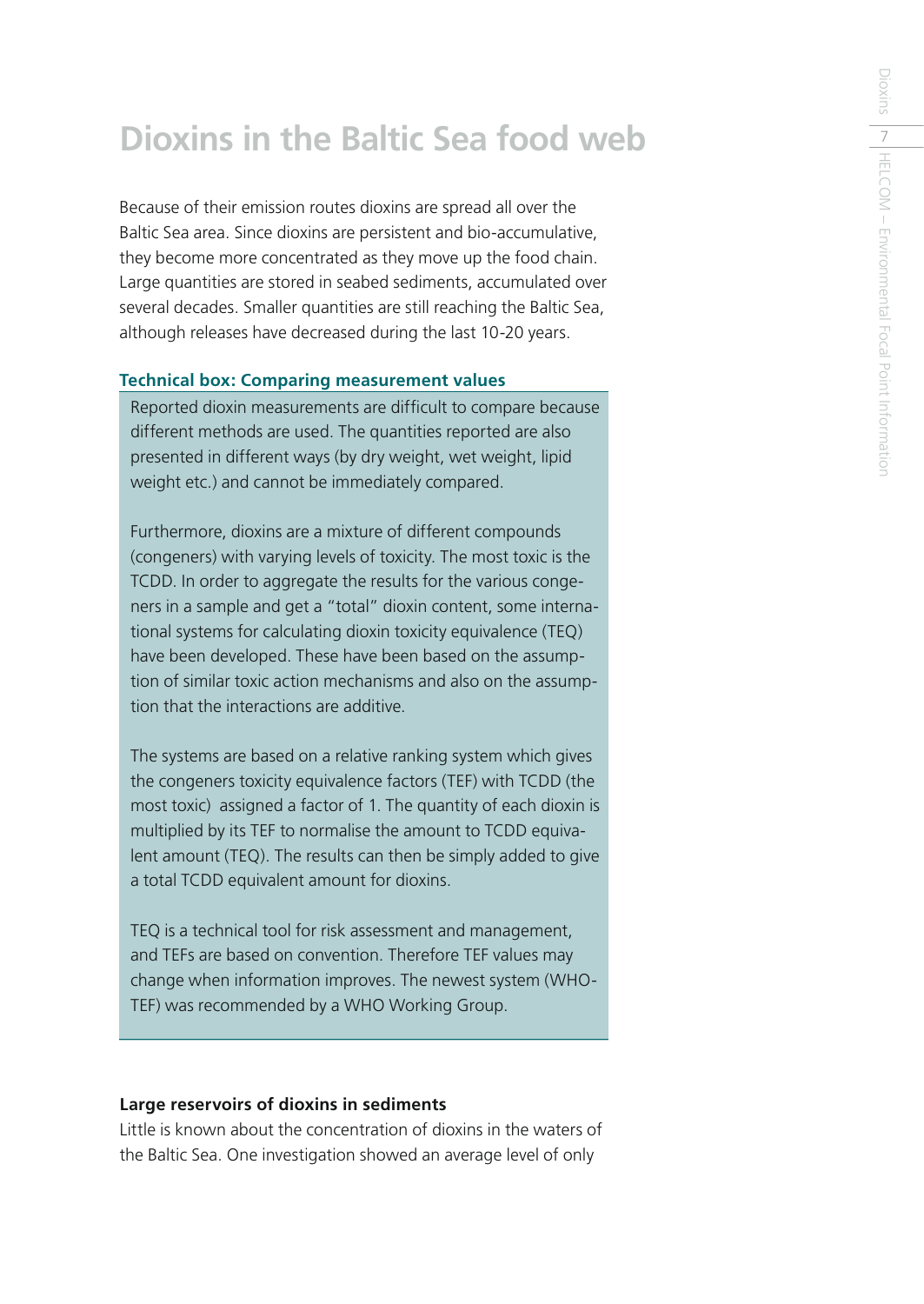# Dioxins in the Baltic Sea food web

Because of their emission routes dioxins are spread all over the Baltic Sea area. Since dioxins are persistent and bio-accumulative, they become more concentrated as they move up the food chain. Large quantities are stored in seabed sediments, accumulated over several decades. Smaller quantities are still reaching the Baltic Sea, although releases have decreased during the last 10-20 years.

### Technical box: Comparing measurement values

Reported dioxin measurements are difficult to compare because different methods are used. The quantities reported are also presented in different ways (by dry weight, wet weight, lipid weight etc.) and cannot be immediately compared.

Furthermore, dioxins are a mixture of different compounds (congeners) with varying levels of toxicity. The most toxic is the TCDD. In order to aggregate the results for the various congeners in a sample and get a "total" dioxin content, some international systems for calculating dioxin toxicity equivalence (TEQ) have been developed. These have been based on the assumption of similar toxic action mechanisms and also on the assumption that the interactions are additive.

The systems are based on a relative ranking system which gives the congeners toxicity equivalence factors (TEF) with TCDD (the most toxic) assigned a factor of 1. The quantity of each dioxin is multiplied by its TEF to normalise the amount to TCDD equivalent amount (TEQ). The results can then be simply added to give a total TCDD equivalent amount for dioxins.

TEQ is a technical tool for risk assessment and management, and TEFs are based on convention. Therefore TEF values may change when information improves. The newest system (WHO-TEF) was recommended by a WHO Working Group.

### Large reservoirs of dioxins in sediments

Little is known about the concentration of dioxins in the waters of the Baltic Sea. One investigation showed an average level of only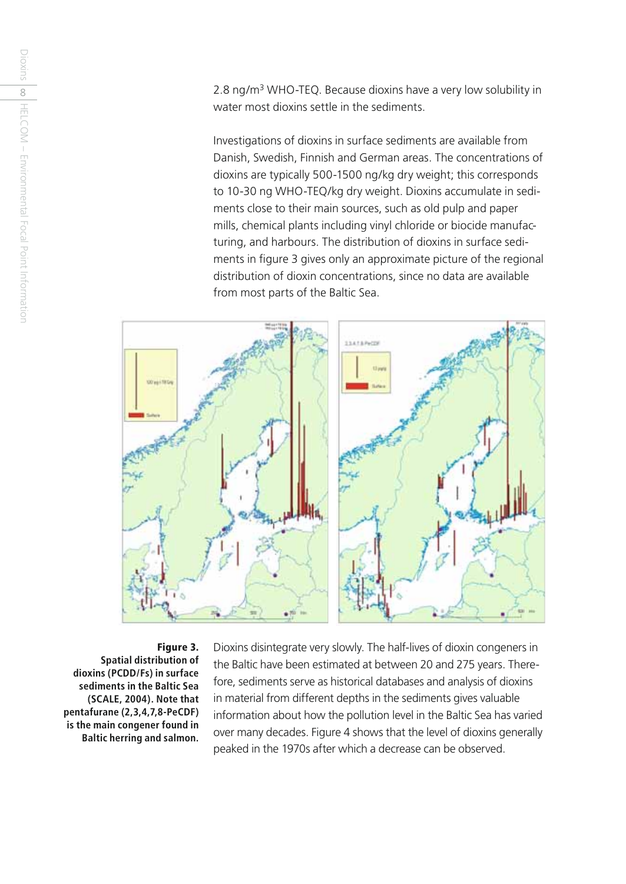2.8 ng/m$^3$ WHO-TEQ. Because dioxins have a very low solubility in water most dioxins settle in the sediments.

Investigations of dioxins in surface sediments are available from Danish, Swedish, Finnish and German areas. The concentrations of dioxins are typically 500-1500 ng/kg dry weight; this corresponds to 10-30 ng WHO-TEQ/kg dry weight. Dioxins accumulate in sediments close to their main sources, such as old pulp and paper mills, chemical plants including vinyl chloride or biocide manufacturing, and harbours. The distribution of dioxins in surface sediments in figure 3 gives only an approximate picture of the regional distribution of dioxin concentrations, since no data are available from most parts of the Baltic Sea.

**Figure 3. Spatial distribution of dioxins (PCDD/Fs) in surface sediments in the Baltic Sea (SCALE, 2004). Note that pentafurane (2,3,4,7,8-PeCDF) is the main congener found in Baltic herring and salmon.**

Dioxins disintegrate very slowly. The half-lives of dioxin congeners in the Baltic have been estimated at between 20 and 275 years. Therefore, sediments serve as historical databases and analysis of dioxins in material from different depths in the sediments gives valuable information about how the pollution level in the Baltic Sea has varied over many decades. Figure 4 shows that the level of dioxins generally peaked in the 1970s after which a decrease can be observed.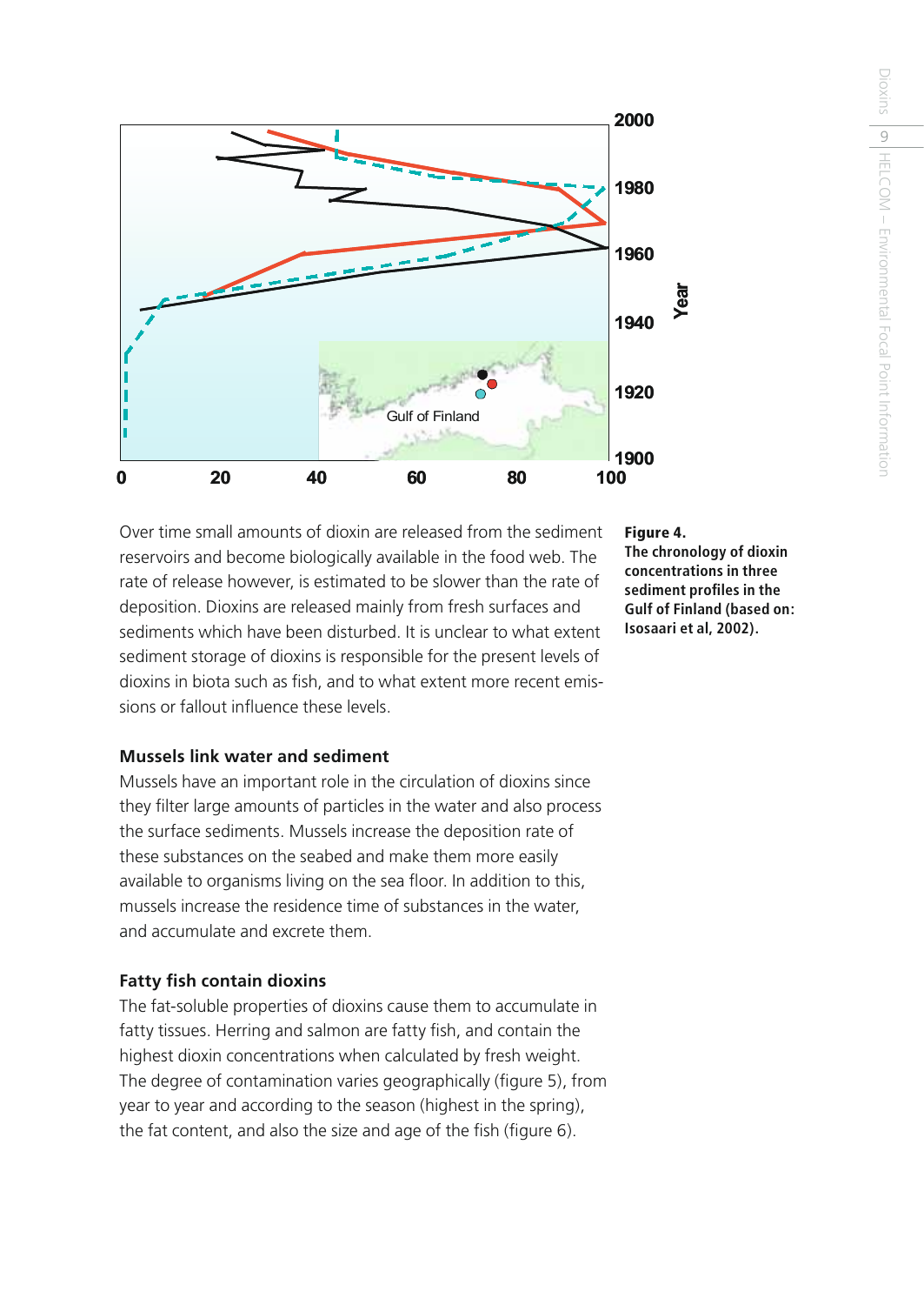**Figure 4.**
**The chronology of dioxin concentrations in three sediment profiles in the Gulf of Finland (based on: Isosaari et al, 2002).**

Over time small amounts of dioxin are released from the sediment reservoirs and become biologically available in the food web. The rate of release however, is estimated to be slower than the rate of deposition. Dioxins are released mainly from fresh surfaces and sediments which have been disturbed. It is unclear to what extent sediment storage of dioxins is responsible for the present levels of dioxins in biota such as fish, and to what extent more recent emissions or fallout influence these levels.

### Mussels link water and sediment

Mussels have an important role in the circulation of dioxins since they filter large amounts of particles in the water and also process the surface sediments. Mussels increase the deposition rate of these substances on the seabed and make them more easily available to organisms living on the sea floor. In addition to this, mussels increase the residence time of substances in the water, and accumulate and excrete them.

### Fatty fish contain dioxins

The fat-soluble properties of dioxins cause them to accumulate in fatty tissues. Herring and salmon are fatty fish, and contain the highest dioxin concentrations when calculated by fresh weight. The degree of contamination varies geographically (figure 5), from year to year and according to the season (highest in the spring), the fat content, and also the size and age of the fish (figure 6).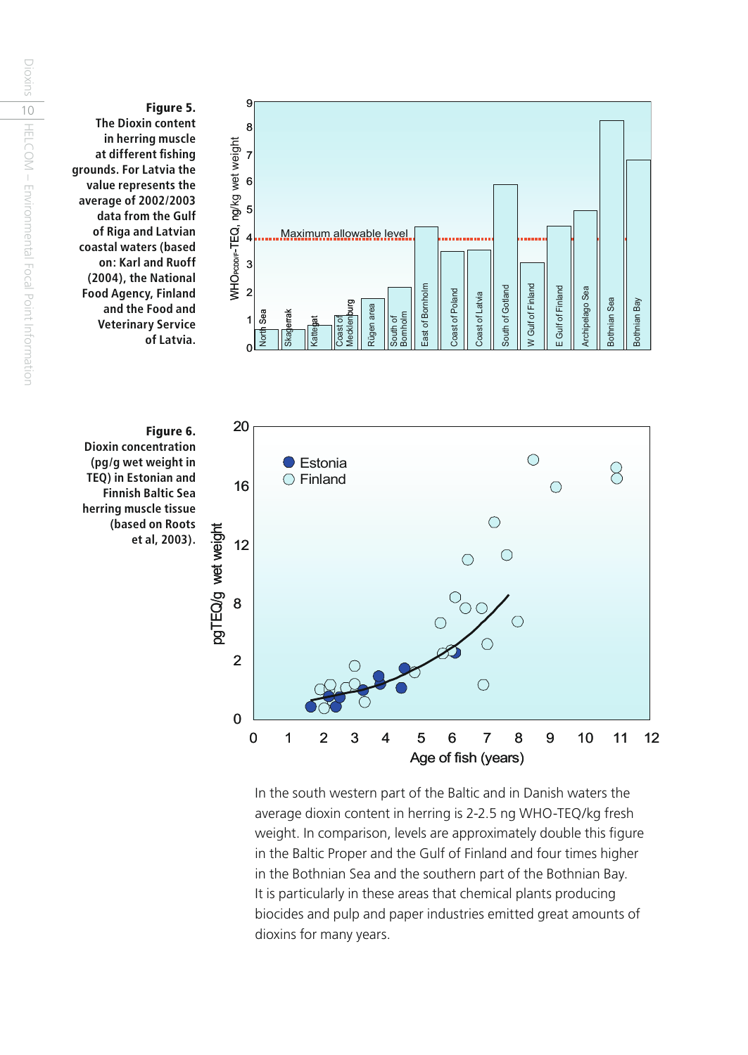**Figure 5.**
**The Dioxin content in herring muscle at different fishing grounds. For Latvia the value represents the average of 2002/2003 data from the Gulf of Riga and Latvian coastal waters (based on: Karl and Ruoff (2004), the National Food Agency, Finland and the Food and Veterinary Service of Latvia.**

**Figure 6.**
**Dioxin concentration (pg/g wet weight in TEQ) in Estonian and Finnish Baltic Sea herring muscle tissue (based on Roots et al, 2003).**

In the south western part of the Baltic and in Danish waters the average dioxin content in herring is 2-2.5 ng WHO-TEQ/kg fresh weight. In comparison, levels are approximately double this figure in the Baltic Proper and the Gulf of Finland and four times higher in the Bothnian Sea and the southern part of the Bothnian Bay. It is particularly in these areas that chemical plants producing biocides and pulp and paper industries emitted great amounts of dioxins for many years.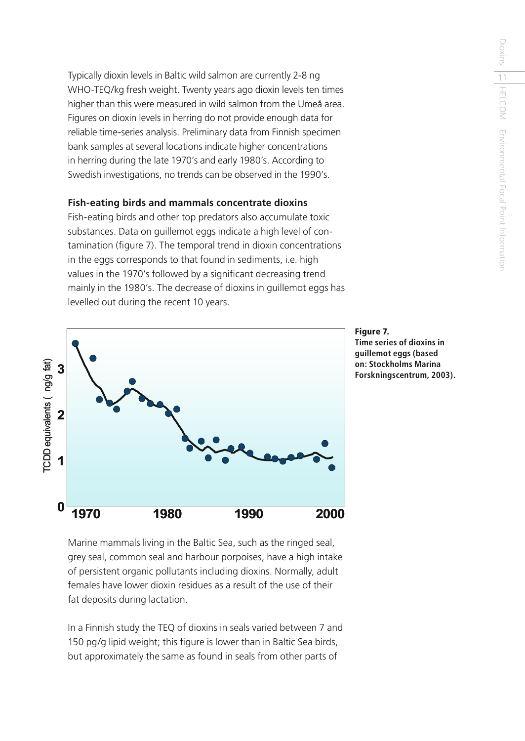Typically dioxin levels in Baltic wild salmon are currently 2-8 ng WHO-TEQ/kg fresh weight. Twenty years ago dioxin levels ten times higher than this were measured in wild salmon from the Umeå area. Figures on dioxin levels in herring do not provide enough data for reliable time-series analysis. Preliminary data from Finnish specimen bank samples at several locations indicate higher concentrations in herring during the late 1970's and early 1980's. According to Swedish investigations, no trends can be observed in the 1990's.

### Fish-eating birds and mammals concentrate dioxins

Fish-eating birds and other top predators also accumulate toxic substances. Data on guillemot eggs indicate a high level of contamination (figure 7). The temporal trend in dioxin concentrations in the eggs corresponds to that found in sediments, i.e. high values in the 1970's followed by a significant decreasing trend mainly in the 1980's. The decrease of dioxins in guillemot eggs has levelled out during the recent 10 years.

**Figure 7. Time series of dioxins in guillemot eggs (based on: Stockholms Marina Forskningscentrum, 2003).**

Marine mammals living in the Baltic Sea, such as the ringed seal, grey seal, common seal and harbour porpoises, have a high intake of persistent organic pollutants including dioxins. Normally, adult females have lower dioxin residues as a result of the use of their fat deposits during lactation.

In a Finnish study the TEQ of dioxins in seals varied between 7 and 150 pg/g lipid weight; this figure is lower than in Baltic Sea birds, but approximately the same as found in seals from other parts of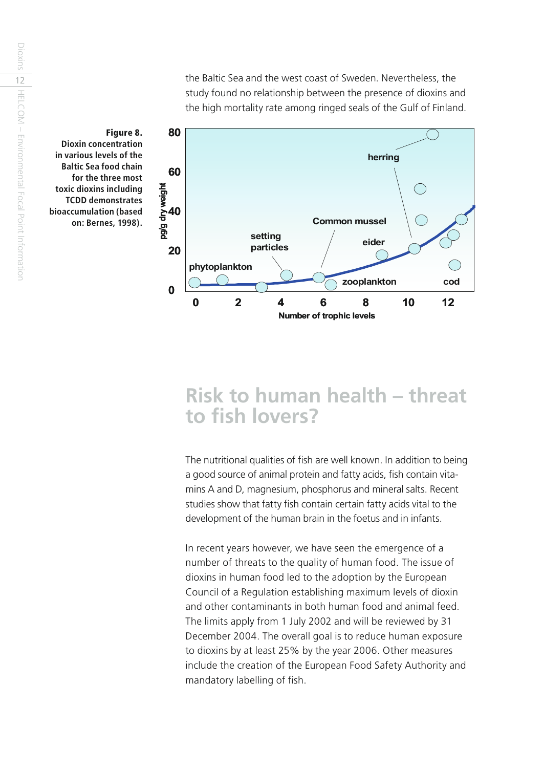the Baltic Sea and the west coast of Sweden. Nevertheless, the study found no relationship between the presence of dioxins and the high mortality rate among ringed seals of the Gulf of Finland.

**Figure 8. Dioxin concentration in various levels of the Baltic Sea food chain for the three most toxic dioxins including TCDD demonstrates bioaccumulation (based on: Bernes, 1998).**

## Risk to human health – threat to fish lovers?

The nutritional qualities of fish are well known. In addition to being a good source of animal protein and fatty acids, fish contain vitamins A and D, magnesium, phosphorus and mineral salts. Recent studies show that fatty fish contain certain fatty acids vital to the development of the human brain in the foetus and in infants.

In recent years however, we have seen the emergence of a number of threats to the quality of human food. The issue of dioxins in human food led to the adoption by the European Council of a Regulation establishing maximum levels of dioxin and other contaminants in both human food and animal feed. The limits apply from 1 July 2002 and will be reviewed by 31 December 2004. The overall goal is to reduce human exposure to dioxins by at least 25% by the year 2006. Other measures include the creation of the European Food Safety Authority and mandatory labelling of fish.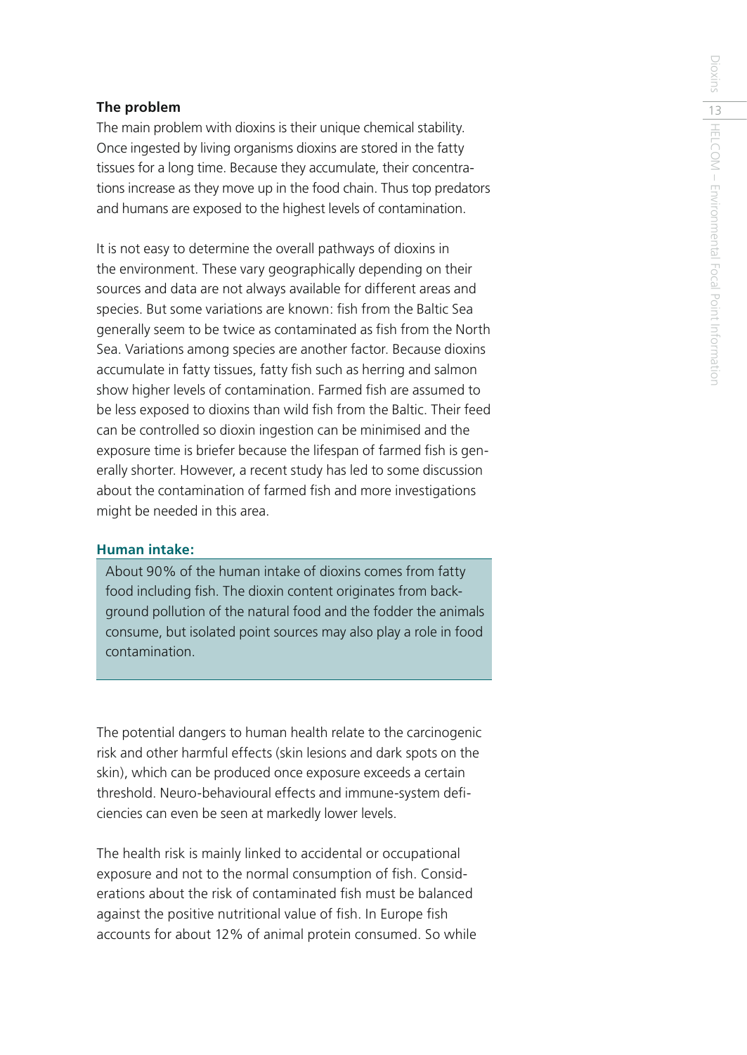**The problem**

The main problem with dioxins is their unique chemical stability. Once ingested by living organisms dioxins are stored in the fatty tissues for a long time. Because they accumulate, their concentrations increase as they move up in the food chain. Thus top predators and humans are exposed to the highest levels of contamination.

It is not easy to determine the overall pathways of dioxins in the environment. These vary geographically depending on their sources and data are not always available for different areas and species. But some variations are known: fish from the Baltic Sea generally seem to be twice as contaminated as fish from the North Sea. Variations among species are another factor. Because dioxins accumulate in fatty tissues, fatty fish such as herring and salmon show higher levels of contamination. Farmed fish are assumed to be less exposed to dioxins than wild fish from the Baltic. Their feed can be controlled so dioxin ingestion can be minimised and the exposure time is briefer because the lifespan of farmed fish is generally shorter. However, a recent study has led to some discussion about the contamination of farmed fish and more investigations might be needed in this area.

**Human intake:**

About 90% of the human intake of dioxins comes from fatty food including fish. The dioxin content originates from background pollution of the natural food and the fodder the animals consume, but isolated point sources may also play a role in food contamination.

The potential dangers to human health relate to the carcinogenic risk and other harmful effects (skin lesions and dark spots on the skin), which can be produced once exposure exceeds a certain threshold. Neuro-behavioural effects and immune-system deficiencies can even be seen at markedly lower levels.

The health risk is mainly linked to accidental or occupational exposure and not to the normal consumption of fish. Considerations about the risk of contaminated fish must be balanced against the positive nutritional value of fish. In Europe fish accounts for about 12% of animal protein consumed. So while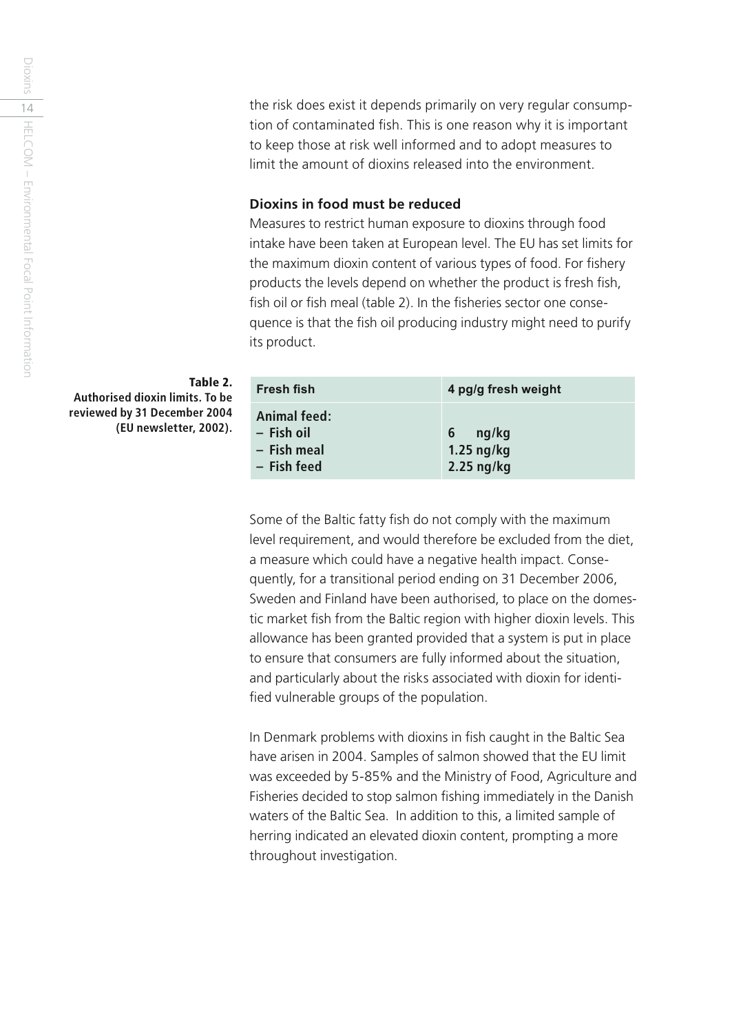the risk does exist it depends primarily on very regular consumption of contaminated fish. This is one reason why it is important to keep those at risk well informed and to adopt measures to limit the amount of dioxins released into the environment.

### Dioxins in food must be reduced

Measures to restrict human exposure to dioxins through food intake have been taken at European level. The EU has set limits for the maximum dioxin content of various types of food. For fishery products the levels depend on whether the product is fresh fish, fish oil or fish meal (table 2). In the fisheries sector one consequence is that the fish oil producing industry might need to purify its product.

**Table 2. Authorised dioxin limits. To be reviewed by 31 December 2004 (EU newsletter, 2002).**

| Fresh fish | 4 pg/g fresh weight |
|---|---|
| **Animal feed:** | |
| **– Fish oil** | **6 ng/kg** |
| **– Fish meal** | **1.25 ng/kg** |
| **– Fish feed** | **2.25 ng/kg** |

Some of the Baltic fatty fish do not comply with the maximum level requirement, and would therefore be excluded from the diet, a measure which could have a negative health impact. Consequently, for a transitional period ending on 31 December 2006, Sweden and Finland have been authorised, to place on the domestic market fish from the Baltic region with higher dioxin levels. This allowance has been granted provided that a system is put in place to ensure that consumers are fully informed about the situation, and particularly about the risks associated with dioxin for identified vulnerable groups of the population.

In Denmark problems with dioxins in fish caught in the Baltic Sea have arisen in 2004. Samples of salmon showed that the EU limit was exceeded by 5-85% and the Ministry of Food, Agriculture and Fisheries decided to stop salmon fishing immediately in the Danish waters of the Baltic Sea. In addition to this, a limited sample of herring indicated an elevated dioxin content, prompting a more throughout investigation.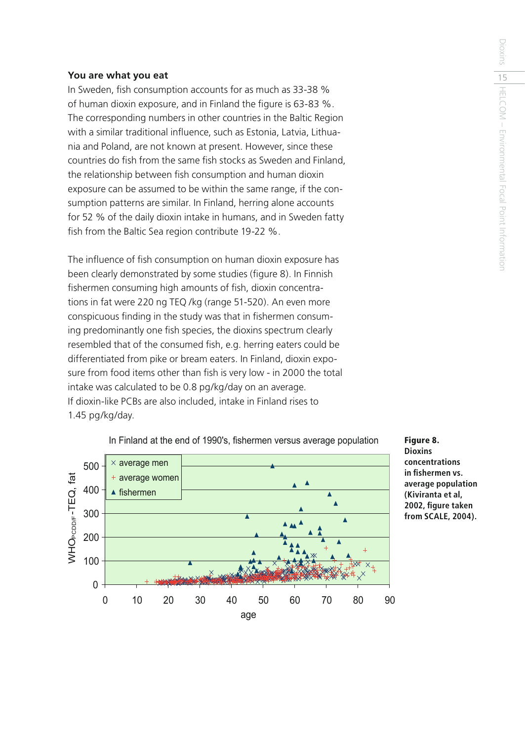### You are what you eat

In Sweden, fish consumption accounts for as much as 33-38 % of human dioxin exposure, and in Finland the figure is 63-83 %. The corresponding numbers in other countries in the Baltic Region with a similar traditional influence, such as Estonia, Latvia, Lithuania and Poland, are not known at present. However, since these countries do fish from the same fish stocks as Sweden and Finland, the relationship between fish consumption and human dioxin exposure can be assumed to be within the same range, if the consumption patterns are similar. In Finland, herring alone accounts for 52 % of the daily dioxin intake in humans, and in Sweden fatty fish from the Baltic Sea region contribute 19-22 %.

The influence of fish consumption on human dioxin exposure has been clearly demonstrated by some studies (figure 8). In Finnish fishermen consuming high amounts of fish, dioxin concentrations in fat were 220 ng TEQ /kg (range 51-520). An even more conspicuous finding in the study was that in fishermen consuming predominantly one fish species, the dioxins spectrum clearly resembled that of the consumed fish, e.g. herring eaters could be differentiated from pike or bream eaters. In Finland, dioxin exposure from food items other than fish is very low - in 2000 the total intake was calculated to be 0.8 pg/kg/day on an average. If dioxin-like PCBs are also included, intake in Finland rises to 1.45 pg/kg/day.

**Figure 8. Dioxins concentrations in fishermen vs. average population (Kiviranta et al, 2002, figure taken from SCALE, 2004).**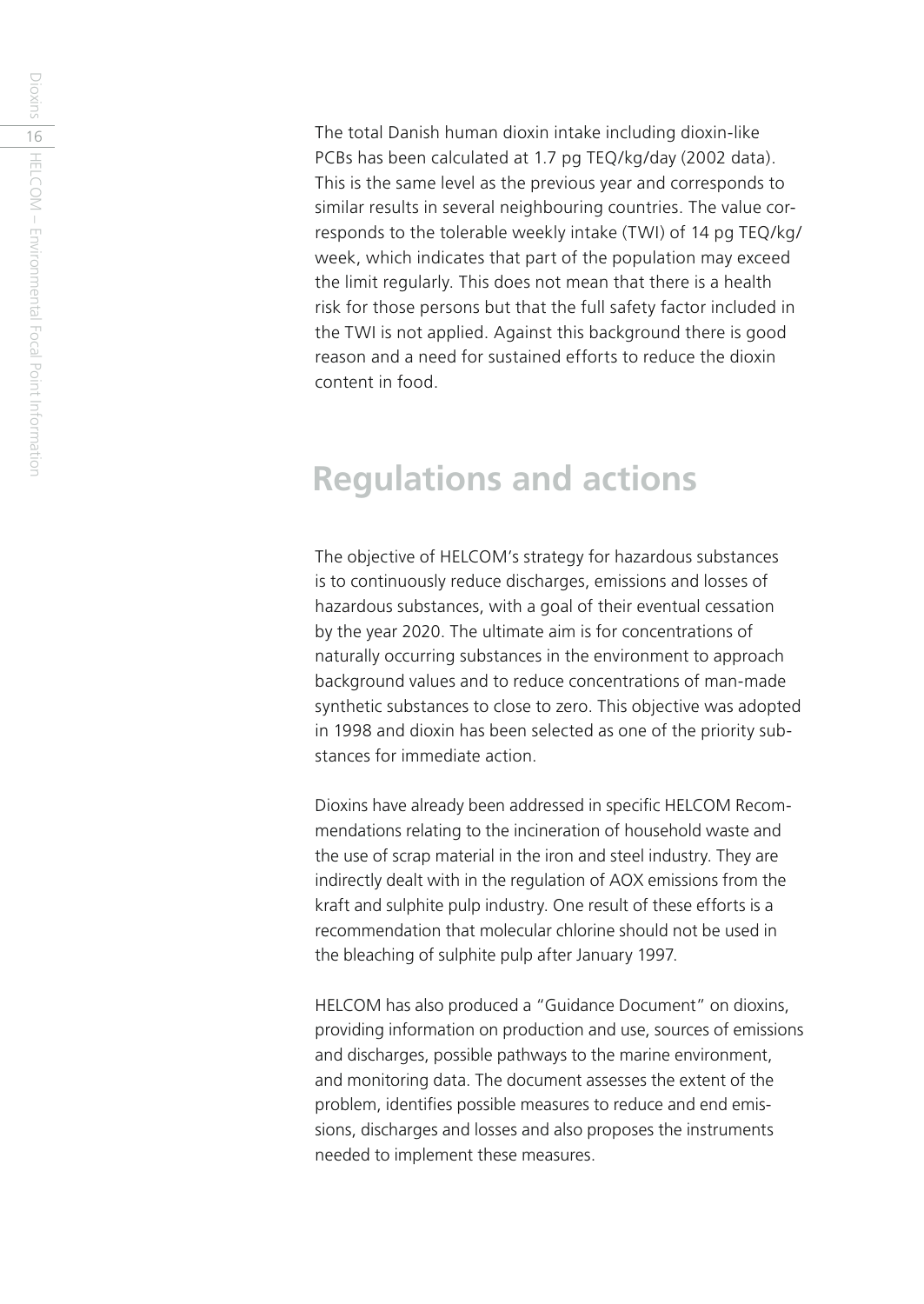The total Danish human dioxin intake including dioxin-like PCBs has been calculated at 1.7 pg TEQ/kg/day (2002 data). This is the same level as the previous year and corresponds to similar results in several neighbouring countries. The value corresponds to the tolerable weekly intake (TWI) of 14 pg TEQ/kg/week, which indicates that part of the population may exceed the limit regularly. This does not mean that there is a health risk for those persons but that the full safety factor included in the TWI is not applied. Against this background there is good reason and a need for sustained efforts to reduce the dioxin content in food.

## Regulations and actions

The objective of HELCOM's strategy for hazardous substances is to continuously reduce discharges, emissions and losses of hazardous substances, with a goal of their eventual cessation by the year 2020. The ultimate aim is for concentrations of naturally occurring substances in the environment to approach background values and to reduce concentrations of man-made synthetic substances to close to zero. This objective was adopted in 1998 and dioxin has been selected as one of the priority substances for immediate action.

Dioxins have already been addressed in specific HELCOM Recommendations relating to the incineration of household waste and the use of scrap material in the iron and steel industry. They are indirectly dealt with in the regulation of AOX emissions from the kraft and sulphite pulp industry. One result of these efforts is a recommendation that molecular chlorine should not be used in the bleaching of sulphite pulp after January 1997.

HELCOM has also produced a "Guidance Document" on dioxins, providing information on production and use, sources of emissions and discharges, possible pathways to the marine environment, and monitoring data. The document assesses the extent of the problem, identifies possible measures to reduce and end emissions, discharges and losses and also proposes the instruments needed to implement these measures.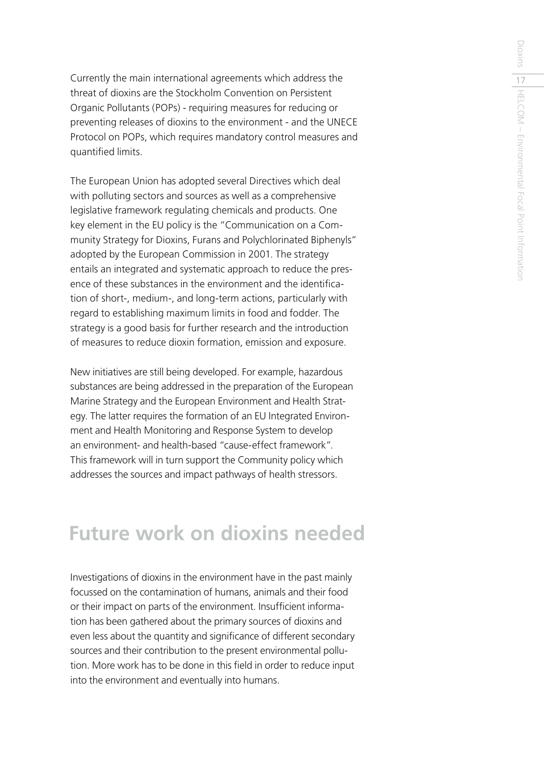Currently the main international agreements which address the threat of dioxins are the Stockholm Convention on Persistent Organic Pollutants (POPs) - requiring measures for reducing or preventing releases of dioxins to the environment - and the UNECE Protocol on POPs, which requires mandatory control measures and quantified limits.

The European Union has adopted several Directives which deal with polluting sectors and sources as well as a comprehensive legislative framework regulating chemicals and products. One key element in the EU policy is the "Communication on a Community Strategy for Dioxins, Furans and Polychlorinated Biphenyls" adopted by the European Commission in 2001. The strategy entails an integrated and systematic approach to reduce the presence of these substances in the environment and the identification of short-, medium-, and long-term actions, particularly with regard to establishing maximum limits in food and fodder. The strategy is a good basis for further research and the introduction of measures to reduce dioxin formation, emission and exposure.

New initiatives are still being developed. For example, hazardous substances are being addressed in the preparation of the European Marine Strategy and the European Environment and Health Strategy. The latter requires the formation of an EU Integrated Environment and Health Monitoring and Response System to develop an environment- and health-based "cause-effect framework". This framework will in turn support the Community policy which addresses the sources and impact pathways of health stressors.

## Future work on dioxins needed

Investigations of dioxins in the environment have in the past mainly focussed on the contamination of humans, animals and their food or their impact on parts of the environment. Insufficient information has been gathered about the primary sources of dioxins and even less about the quantity and significance of different secondary sources and their contribution to the present environmental pollution. More work has to be done in this field in order to reduce input into the environment and eventually into humans.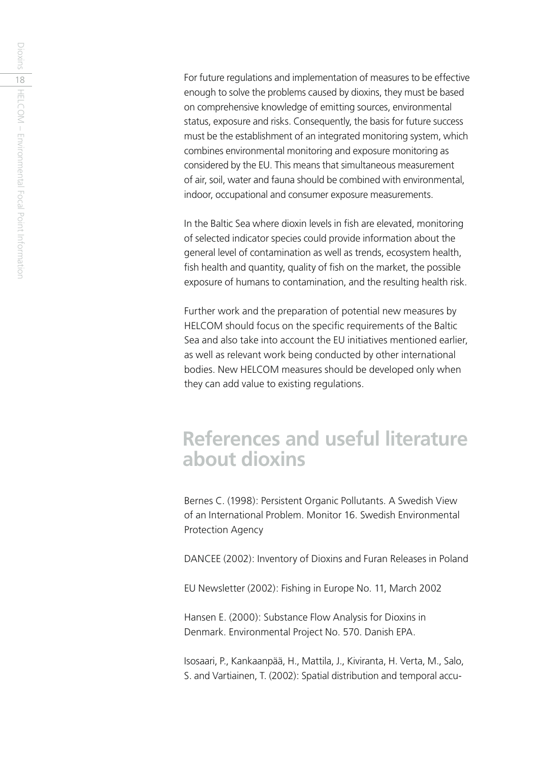For future regulations and implementation of measures to be effective enough to solve the problems caused by dioxins, they must be based on comprehensive knowledge of emitting sources, environmental status, exposure and risks. Consequently, the basis for future success must be the establishment of an integrated monitoring system, which combines environmental monitoring and exposure monitoring as considered by the EU. This means that simultaneous measurement of air, soil, water and fauna should be combined with environmental, indoor, occupational and consumer exposure measurements.

In the Baltic Sea where dioxin levels in fish are elevated, monitoring of selected indicator species could provide information about the general level of contamination as well as trends, ecosystem health, fish health and quantity, quality of fish on the market, the possible exposure of humans to contamination, and the resulting health risk.

Further work and the preparation of potential new measures by HELCOM should focus on the specific requirements of the Baltic Sea and also take into account the EU initiatives mentioned earlier, as well as relevant work being conducted by other international bodies. New HELCOM measures should be developed only when they can add value to existing regulations.

# References and useful literature about dioxins

Bernes C. (1998): Persistent Organic Pollutants. A Swedish View of an International Problem. Monitor 16. Swedish Environmental Protection Agency

DANCEE (2002): Inventory of Dioxins and Furan Releases in Poland

EU Newsletter (2002): Fishing in Europe No. 11, March 2002

Hansen E. (2000): Substance Flow Analysis for Dioxins in Denmark. Environmental Project No. 570. Danish EPA.

Isosaari, P., Kankaanpää, H., Mattila, J., Kiviranta, H. Verta, M., Salo, S. and Vartiainen, T. (2002): Spatial distribution and temporal accu-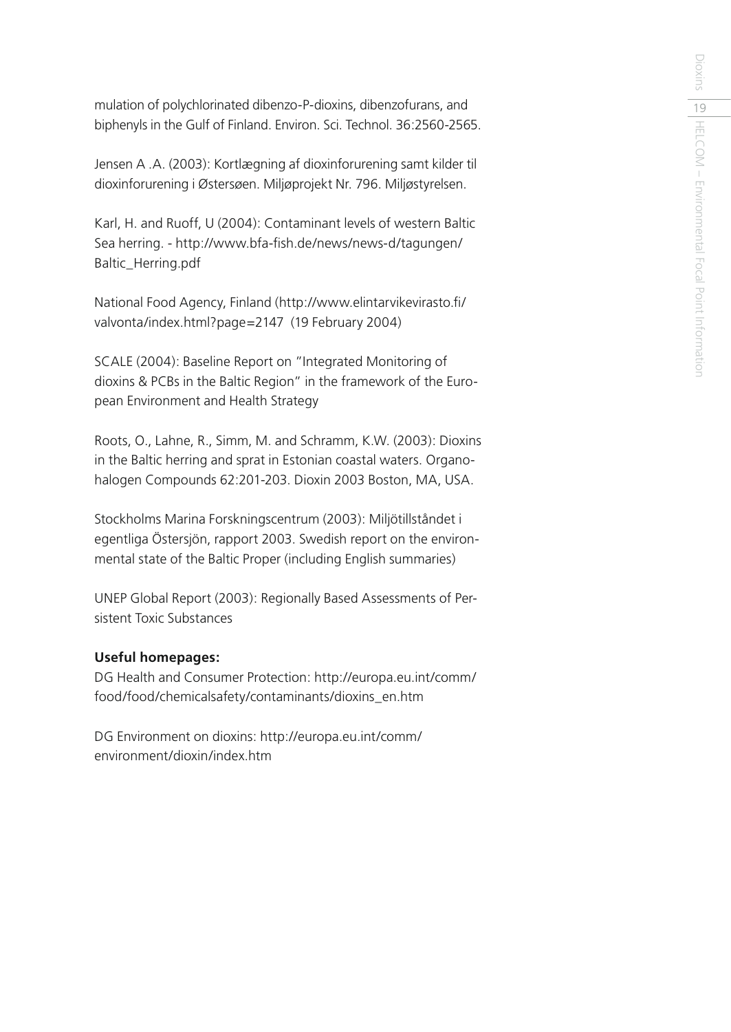mulation of polychlorinated dibenzo-P-dioxins, dibenzofurans, and biphenyls in the Gulf of Finland. Environ. Sci. Technol. 36:2560-2565.

Jensen A .A. (2003): Kortlægning af dioxinforurening samt kilder til dioxinforurening i Østersøen. Miljøprojekt Nr. 796. Miljøstyrelsen.

Karl, H. and Ruoff, U (2004): Contaminant levels of western Baltic Sea herring. - http://www.bfa-fish.de/news/news-d/tagungen/Baltic_Herring.pdf

National Food Agency, Finland (http://www.elintarvikevirasto.fi/valvonta/index.html?page=2147 (19 February 2004)

SCALE (2004): Baseline Report on "Integrated Monitoring of dioxins & PCBs in the Baltic Region" in the framework of the European Environment and Health Strategy

Roots, O., Lahne, R., Simm, M. and Schramm, K.W. (2003): Dioxins in the Baltic herring and sprat in Estonian coastal waters. Organohalogen Compounds 62:201-203. Dioxin 2003 Boston, MA, USA.

Stockholms Marina Forskningscentrum (2003): Miljötillståndet i egentliga Östersjön, rapport 2003. Swedish report on the environmental state of the Baltic Proper (including English summaries)

UNEP Global Report (2003): Regionally Based Assessments of Persistent Toxic Substances

**Useful homepages:**

DG Health and Consumer Protection: http://europa.eu.int/comm/food/food/chemicalsafety/contaminants/dioxins_en.htm

DG Environment on dioxins: http://europa.eu.int/comm/environment/dioxin/index.htm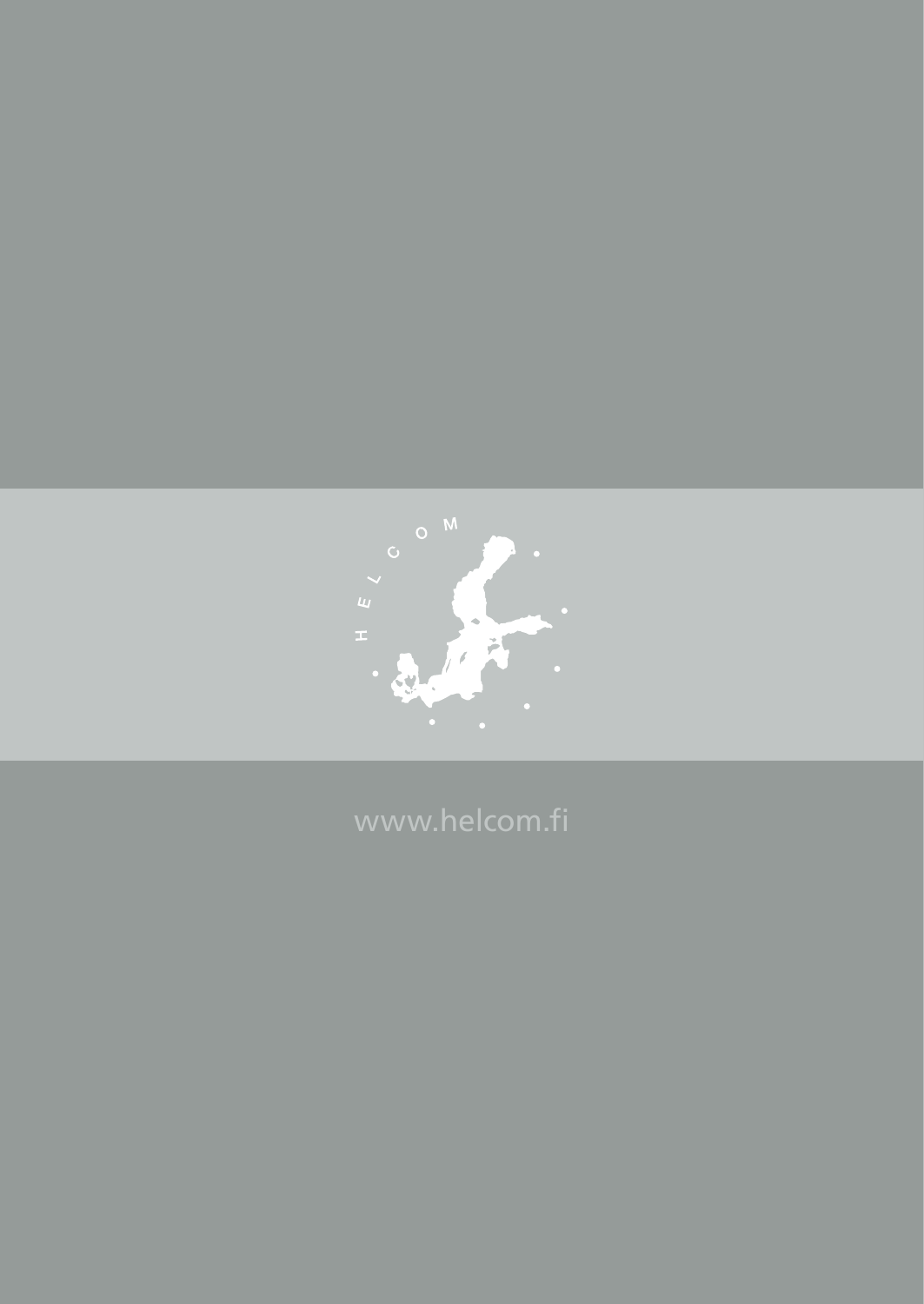HELCOM

www.helcom.fi